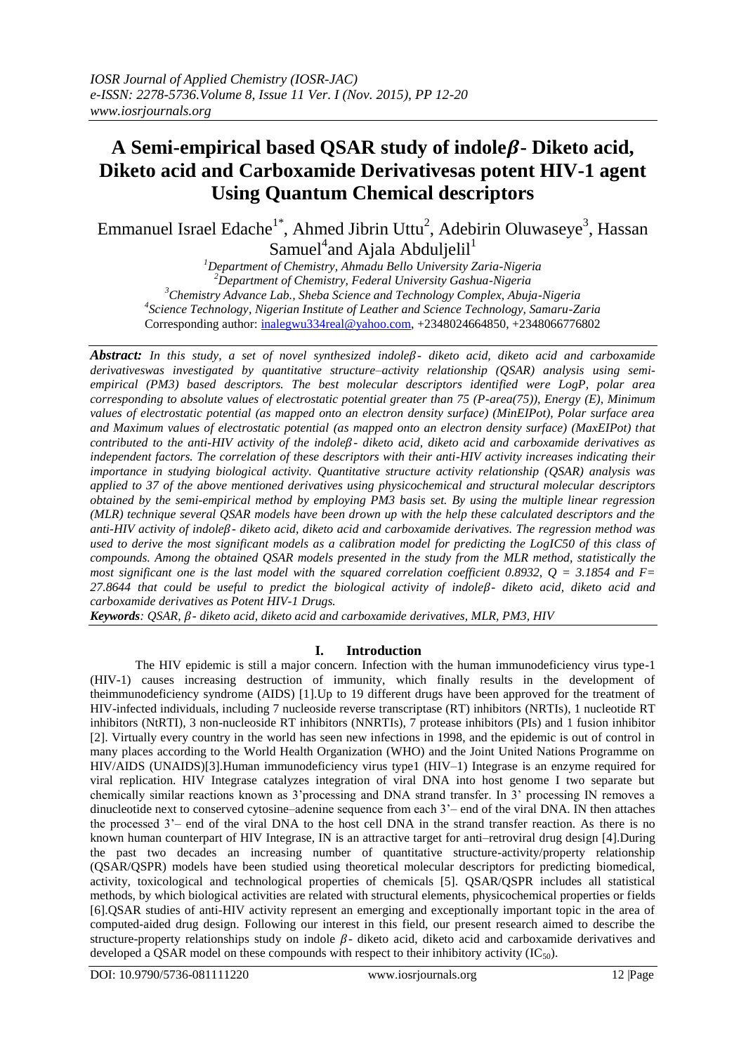# A Semi-empirical based QSAR study of indole$\beta$- Diketo acid, Diketo acid and Carboxamide Derivativesas potent HIV-1 agent Using Quantum Chemical descriptors

Emmanuel Israel Edache[1*], Ahmed Jibrin Uttu[2], Adebirin Oluwaseye[3], Hassan Samuel[4]and Ajala Abduljelil[1]

[1]Department of Chemistry, Ahmadu Bello University Zaria-Nigeria
[2]Department of Chemistry, Federal University Gashua-Nigeria
[3]Chemistry Advance Lab., Sheba Science and Technology Complex, Abuja-Nigeria
[4]Science Technology, Nigerian Institute of Leather and Science Technology, Samaru-Zaria
Corresponding author: inalegwu334real@yahoo.com, +2348024664850, +2348066776802

***Abstract:*** *In this study, a set of novel synthesized indole$\beta$- diketo acid, diketo acid and carboxamide derivativeswas investigated by quantitative structure–activity relationship (QSAR) analysis using semi-empirical (PM3) based descriptors. The best molecular descriptors identified were LogP, polar area corresponding to absolute values of electrostatic potential greater than 75 (P-area(75)), Energy (E), Minimum values of electrostatic potential (as mapped onto an electron density surface) (MinElPot), Polar surface area and Maximum values of electrostatic potential (as mapped onto an electron density surface) (MaxElPot) that contributed to the anti-HIV activity of the indole$\beta$- diketo acid, diketo acid and carboxamide derivatives as independent factors. The correlation of these descriptors with their anti-HIV activity increases indicating their importance in studying biological activity. Quantitative structure activity relationship (QSAR) analysis was applied to 37 of the above mentioned derivatives using physicochemical and structural molecular descriptors obtained by the semi-empirical method by employing PM3 basis set. By using the multiple linear regression (MLR) technique several QSAR models have been drawn up with the help these calculated descriptors and the anti-HIV activity of indole$\beta$- diketo acid, diketo acid and carboxamide derivatives. The regression method was used to derive the most significant models as a calibration model for predicting the LogIC50 of this class of compounds. Among the obtained QSAR models presented in the study from the MLR method, statistically the most significant one is the last model with the squared correlation coefficient 0.8932, Q = 3.1854 and F= 27.8644 that could be useful to predict the biological activity of indole$\beta$- diketo acid, diketo acid and carboxamide derivatives as Potent HIV-1 Drugs.*

***Keywords****: QSAR, $\beta$- diketo acid, diketo acid and carboxamide derivatives, MLR, PM3, HIV*

## I. Introduction

The HIV epidemic is still a major concern. Infection with the human immunodeficiency virus type-1 (HIV-1) causes increasing destruction of immunity, which finally results in the development of theimmunodeficiency syndrome (AIDS) [1].Up to 19 different drugs have been approved for the treatment of HIV-infected individuals, including 7 nucleoside reverse transcriptase (RT) inhibitors (NRTIs), 1 nucleotide RT inhibitors (NtRTI), 3 non-nucleoside RT inhibitors (NNRTIs), 7 protease inhibitors (PIs) and 1 fusion inhibitor [2]. Virtually every country in the world has seen new infections in 1998, and the epidemic is out of control in many places according to the World Health Organization (WHO) and the Joint United Nations Programme on HIV/AIDS (UNAIDS)[3].Human immunodeficiency virus type1 (HIV–1) Integrase is an enzyme required for viral replication. HIV Integrase catalyzes integration of viral DNA into host genome I two separate but chemically similar reactions known as 3'processing and DNA strand transfer. In 3' processing IN removes a dinucleotide next to conserved cytosine–adenine sequence from each 3'– end of the viral DNA. IN then attaches the processed 3'– end of the viral DNA to the host cell DNA in the strand transfer reaction. As there is no known human counterpart of HIV Integrase, IN is an attractive target for anti–retroviral drug design [4].During the past two decades an increasing number of quantitative structure-activity/property relationship (QSAR/QSPR) models have been studied using theoretical molecular descriptors for predicting biomedical, activity, toxicological and technological properties of chemicals [5]. QSAR/QSPR includes all statistical methods, by which biological activities are related with structural elements, physicochemical properties or fields [6].QSAR studies of anti-HIV activity represent an emerging and exceptionally important topic in the area of computed-aided drug design. Following our interest in this field, our present research aimed to describe the structure-property relationships study on indole $\beta$- diketo acid, diketo acid and carboxamide derivatives and developed a QSAR model on these compounds with respect to their inhibitory activity ($IC_{50}$).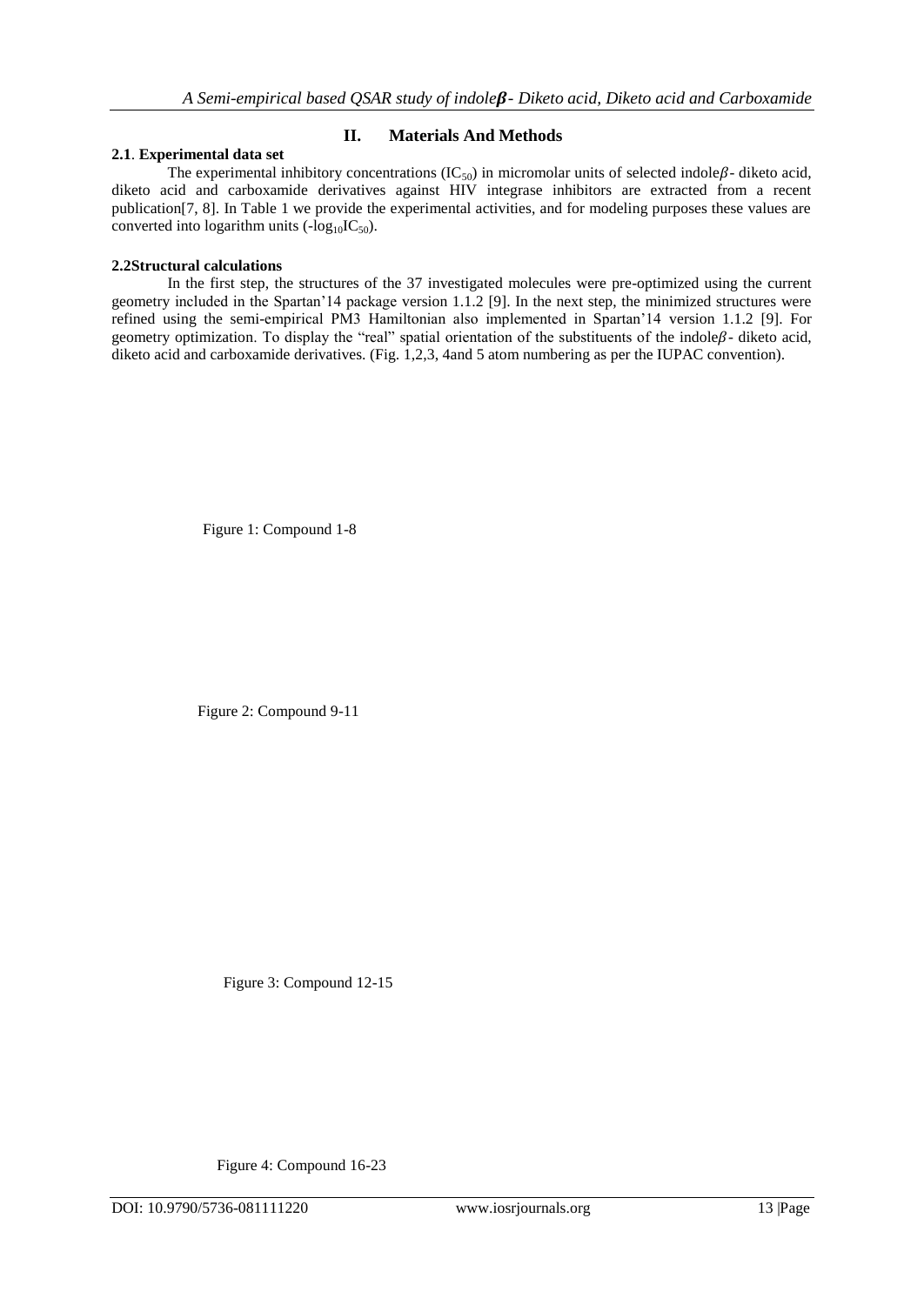## II. Materials And Methods

### 2.1. Experimental data set

The experimental inhibitory concentrations ($IC_{50}$) in micromolar units of selected indole$\beta$- diketo acid, diketo acid and carboxamide derivatives against HIV integrase inhibitors are extracted from a recent publication[7, 8]. In Table 1 we provide the experimental activities, and for modeling purposes these values are converted into logarithm units ($-\log_{10}IC_{50}$).

### 2.2Structural calculations

In the first step, the structures of the 37 investigated molecules were pre-optimized using the current geometry included in the Spartan'14 package version 1.1.2 [9]. In the next step, the minimized structures were refined using the semi-empirical PM3 Hamiltonian also implemented in Spartan'14 version 1.1.2 [9]. For geometry optimization. To display the "real" spatial orientation of the substituents of the indole$\beta$- diketo acid, diketo acid and carboxamide derivatives. (Fig. 1,2,3, 4and 5 atom numbering as per the IUPAC convention).

Figure 1: Compound 1-8

Figure 2: Compound 9-11

Figure 3: Compound 12-15

Figure 4: Compound 16-23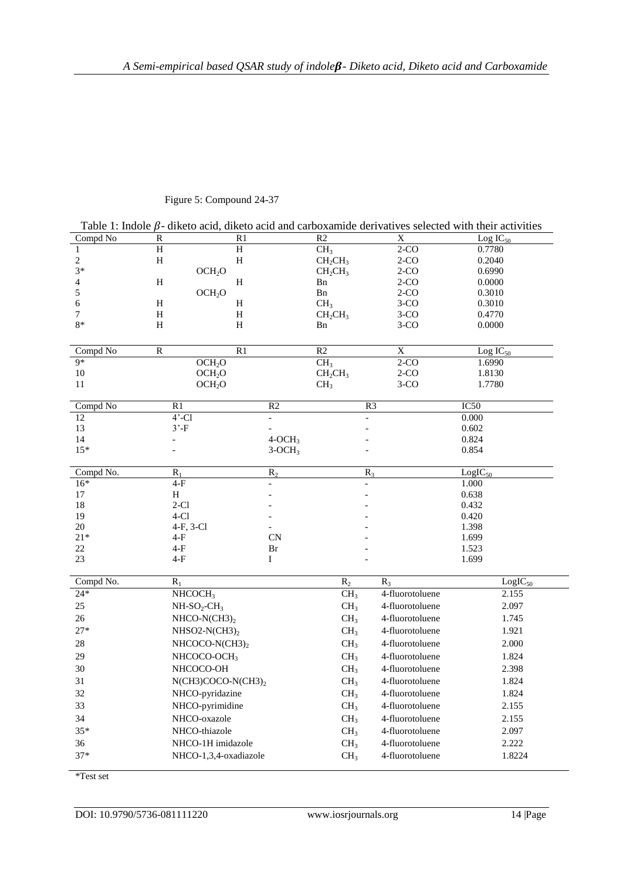Figure 5: Compound 24-37

Table 1: Indole $\beta$- diketo acid, diketo acid and carboxamide derivatives selected with their activities

| Compd No | R | R1 | R2 | X | Log $IC_{50}$ |
|---|---|---|---|---|---|
| 1 | H | H | $CH_3$ | 2-CO | 0.7780 |
| 2 | H | H | $CH_2CH_3$ | 2-CO | 0.2040 |
| 3* | $OCH_2O$ | | $CH_2CH_3$ | 2-CO | 0.6990 |
| 4 | H | H | Bn | 2-CO | 0.0000 |
| 5 | $OCH_2O$ | | Bn | 2-CO | 0.3010 |
| 6 | H | H | $CH_3$ | 3-CO | 0.3010 |
| 7 | H | H | $CH_2CH_3$ | 3-CO | 0.4770 |
| 8* | H | H | Bn | 3-CO | 0.0000 |

| Compd No | R | R1 | R2 | X | Log $IC_{50}$ |
|---|---|---|---|---|---|
| 9* | $OCH_2O$ | | $CH_3$ | 2-CO | 1.6990 |
| 10 | $OCH_2O$ | | $CH_2CH_3$ | 2-CO | 1.8130 |
| 11 | $OCH_2O$ | | $CH_3$ | 3-CO | 1.7780 |

| Compd No | R1 | R2 | R3 | IC50 |
|---|---|---|---|---|
| 12 | 4'-Cl | - | - | 0.000 |
| 13 | 3'-F | - | - | 0.602 |
| 14 | - | 4-$OCH_3$ | - | 0.824 |
| 15* | - | 3-$OCH_3$ | - | 0.854 |

| Compd No. | $R_1$ | $R_2$ | $R_3$ | Log$IC_{50}$ |
|---|---|---|---|---|
| 16* | 4-F | - | - | 1.000 |
| 17 | H | - | - | 0.638 |
| 18 | 2-Cl | - | - | 0.432 |
| 19 | 4-Cl | - | - | 0.420 |
| 20 | 4-F, 3-Cl | - | - | 1.398 |
| 21* | 4-F | CN | - | 1.699 |
| 22 | 4-F | Br | - | 1.523 |
| 23 | 4-F | I | - | 1.699 |

| Compd No. | $R_1$ | $R_2$ | $R_3$ | Log$IC_{50}$ |
|---|---|---|---|---|
| 24* | $NHCOCH_3$ | $CH_3$ | 4-fluorotoluene | 2.155 |
| 25 | $NH-SO_2-CH_3$ | $CH_3$ | 4-fluorotoluene | 2.097 |
| 26 | $NHCO-N(CH3)_2$ | $CH_3$ | 4-fluorotoluene | 1.745 |
| 27* | $NHSO2-N(CH3)_2$ | $CH_3$ | 4-fluorotoluene | 1.921 |
| 28 | $NHCOCO-N(CH3)_2$ | $CH_3$ | 4-fluorotoluene | 2.000 |
| 29 | $NHCOCO-OCH_3$ | $CH_3$ | 4-fluorotoluene | 1.824 |
| 30 | NHCOCO-OH | $CH_3$ | 4-fluorotoluene | 2.398 |
| 31 | $N(CH3)COCO-N(CH3)_2$ | $CH_3$ | 4-fluorotoluene | 1.824 |
| 32 | NHCO-pyridazine | $CH_3$ | 4-fluorotoluene | 1.824 |
| 33 | NHCO-pyrimidine | $CH_3$ | 4-fluorotoluene | 2.155 |
| 34 | NHCO-oxazole | $CH_3$ | 4-fluorotoluene | 2.155 |
| 35* | NHCO-thiazole | $CH_3$ | 4-fluorotoluene | 2.097 |
| 36 | NHCO-1H imidazole | $CH_3$ | 4-fluorotoluene | 2.222 |
| 37* | NHCO-1,3,4-oxadiazole | $CH_3$ | 4-fluorotoluene | 1.8224 |

*Test set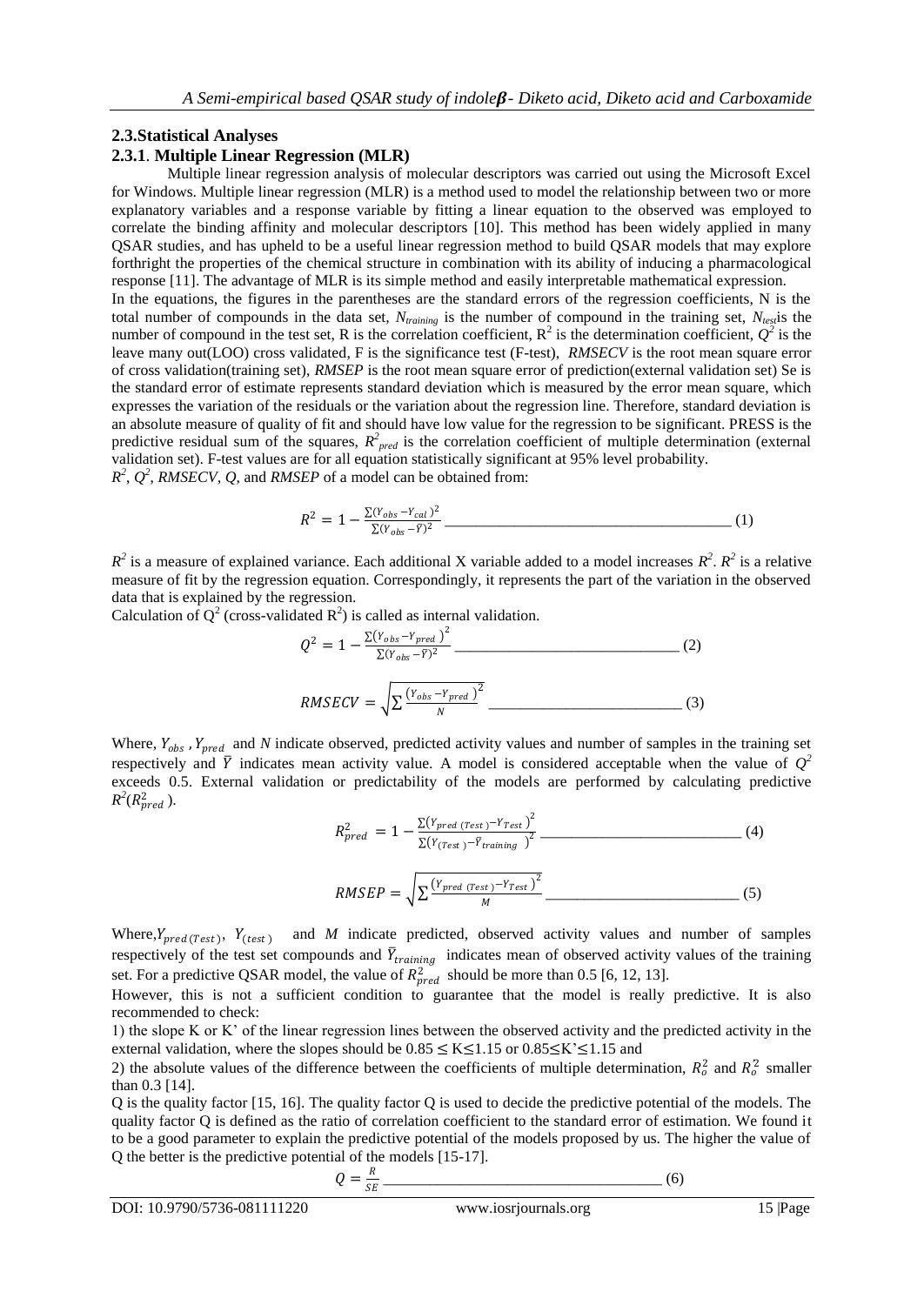### 2.3. Statistical Analyses

#### 2.3.1. Multiple Linear Regression (MLR)

Multiple linear regression analysis of molecular descriptors was carried out using the Microsoft Excel for Windows. Multiple linear regression (MLR) is a method used to model the relationship between two or more explanatory variables and a response variable by fitting a linear equation to the observed was employed to correlate the binding affinity and molecular descriptors [10]. This method has been widely applied in many QSAR studies, and has upheld to be a useful linear regression method to build QSAR models that may explore forthright the properties of the chemical structure in combination with its ability of inducing a pharmacological response [11]. The advantage of MLR is its simple method and easily interpretable mathematical expression.

In the equations, the figures in the parentheses are the standard errors of the regression coefficients, N is the total number of compounds in the data set, $N_{training}$ is the number of compound in the training set, $N_{test}$is the number of compound in the test set, R is the correlation coefficient, $R^2$ is the determination coefficient, $Q^2$ is the leave many out(LOO) cross validated, F is the significance test (F-test), *RMSECV* is the root mean square error of cross validation(training set), *RMSEP* is the root mean square error of prediction(external validation set) Se is the standard error of estimate represents standard deviation which is measured by the error mean square, which expresses the variation of the residuals or the variation about the regression line. Therefore, standard deviation is an absolute measure of quality of fit and should have low value for the regression to be significant. PRESS is the predictive residual sum of the squares, $R^2_{pred}$ is the correlation coefficient of multiple determination (external validation set). F-test values are for all equation statistically significant at 95% level probability.

$R^2$, $Q^2$, *RMSECV*, *Q*, and *RMSEP* of a model can be obtained from:

$$R^2 = 1 - \frac{\sum(Y_{obs} - Y_{cal})^2}{\sum(Y_{obs} - \bar{Y})^2} \qquad (1)$$

$R^2$ is a measure of explained variance. Each additional X variable added to a model increases $R^2$. $R^2$ is a relative measure of fit by the regression equation. Correspondingly, it represents the part of the variation in the observed data that is explained by the regression.

Calculation of $Q^2$ (cross-validated $R^2$) is called as internal validation.

$$Q^2 = 1 - \frac{\sum(Y_{obs} - Y_{pred})^2}{\sum(Y_{obs} - \bar{Y})^2} \qquad (2)$$

$$RMSECV = \sqrt{\sum \frac{(Y_{obs} - Y_{pred})^2}{N}} \qquad (3)$$

Where, $Y_{obs}$, $Y_{pred}$ and *N* indicate observed, predicted activity values and number of samples in the training set respectively and $\bar{Y}$ indicates mean activity value. A model is considered acceptable when the value of $Q^2$ exceeds 0.5. External validation or predictability of the models are performed by calculating predictive $R^2$($R^2_{pred}$).

$$R^2_{pred} = 1 - \frac{\sum(Y_{pred\ (Test)} - Y_{Test})^2}{\sum(Y_{(Test)} - \bar{Y}_{training})^2} \qquad (4)$$

$$RMSEP = \sqrt{\sum \frac{(Y_{pred\ (Test)} - Y_{Test})^2}{M}} \qquad (5)$$

Where, $Y_{pred(Test)}$, $Y_{(test)}$ and *M* indicate predicted, observed activity values and number of samples respectively of the test set compounds and $\bar{Y}_{training}$ indicates mean of observed activity values of the training set. For a predictive QSAR model, the value of $R^2_{pred}$ should be more than 0.5 [6, 12, 13].

However, this is not a sufficient condition to guarantee that the model is really predictive. It is also recommended to check:

1) the slope K or K' of the linear regression lines between the observed activity and the predicted activity in the external validation, where the slopes should be $0.85 \leq K \leq 1.15$ or $0.85 \leq K' \leq 1.15$ and

2) the absolute values of the difference between the coefficients of multiple determination, $R^2_o$ and $R^2_o$ smaller than 0.3 [14].

Q is the quality factor [15, 16]. The quality factor Q is used to decide the predictive potential of the models. The quality factor Q is defined as the ratio of correlation coefficient to the standard error of estimation. We found it to be a good parameter to explain the predictive potential of the models proposed by us. The higher the value of Q the better is the predictive potential of the models [15-17].

$$Q = \frac{R}{SE} \qquad (6)$$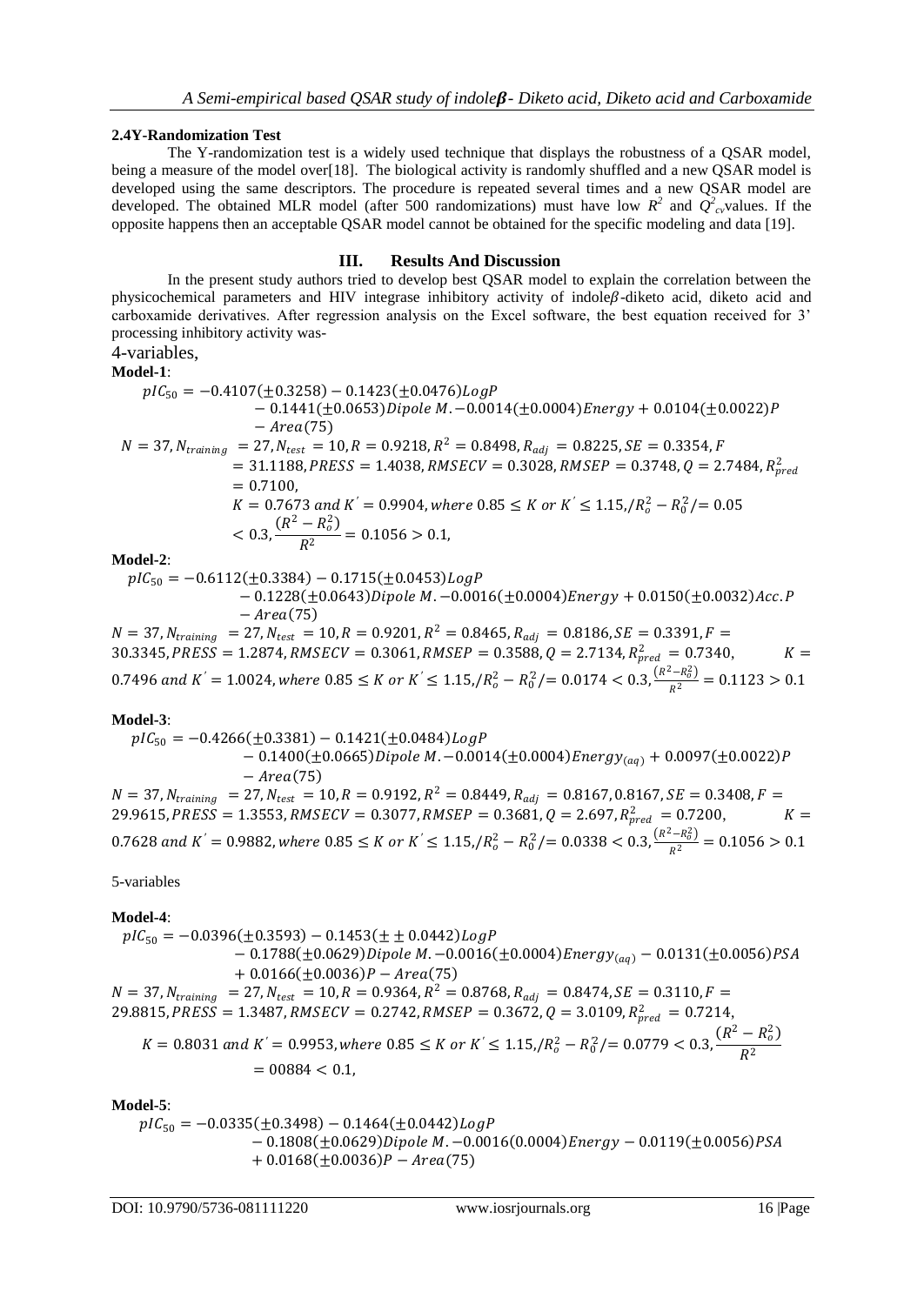#### 2.4Y-Randomization Test

The Y-randomization test is a widely used technique that displays the robustness of a QSAR model, being a measure of the model over[18]. The biological activity is randomly shuffled and a new QSAR model is developed using the same descriptors. The procedure is repeated several times and a new QSAR model are developed. The obtained MLR model (after 500 randomizations) must have low $R^2$ and $Q^2_{cv}$values. If the opposite happens then an acceptable QSAR model cannot be obtained for the specific modeling and data [19].

## III. Results And Discussion

In the present study authors tried to develop best QSAR model to explain the correlation between the physicochemical parameters and HIV integrase inhibitory activity of indole$\beta$-diketo acid, diketo acid and carboxamide derivatives. After regression analysis on the Excel software, the best equation received for 3' processing inhibitory activity was-

4-variables,

**Model-1**:

$$pIC_{50} = -0.4107(\pm 0.3258) - 0.1423(\pm 0.0476)LogP - 0.1441(\pm 0.0653)Dipole\ M. - 0.0014(\pm 0.0004)Energy + 0.0104(\pm 0.0022)P - Area(75)$$

$N = 37, N_{training} = 27, N_{test} = 10, R = 0.9218, R^2 = 0.8498, R_{adj} = 0.8225, SE = 0.3354, F = 31.1188, PRESS = 1.4038, RMSECV = 0.3028, RMSEP = 0.3748, Q = 2.7484, R^2_{pred} = 0.7100,$
$K = 0.7673$ and $K' = 0.9904$, where $0.85 \leq K$ or $K' \leq 1.15, /R^2_o - R^2_0/= 0.05 < 0.3, \frac{(R^2 - R^2_o)}{R^2} = 0.1056 > 0.1,$

**Model-2**:

$$pIC_{50} = -0.6112(\pm 0.3384) - 0.1715(\pm 0.0453)LogP - 0.1228(\pm 0.0643)Dipole\ M. - 0.0016(\pm 0.0004)Energy + 0.0150(\pm 0.0032)Acc.P - Area(75)$$

$N = 37, N_{training} = 27, N_{test} = 10, R = 0.9201, R^2 = 0.8465, R_{adj} = 0.8186, SE = 0.3391, F = 30.3345, PRESS = 1.2874, RMSECV = 0.3061, RMSEP = 0.3588, Q = 2.7134, R^2_{pred} = 0.7340,$ $K = 0.7496$ and $K' = 1.0024$, where $0.85 \leq K$ or $K' \leq 1.15, /R^2_o - R^2_0/= 0.0174 < 0.3, \frac{(R^2 - R^2_o)}{R^2} = 0.1123 > 0.1$

**Model-3**:

$$pIC_{50} = -0.4266(\pm 0.3381) - 0.1421(\pm 0.0484)LogP - 0.1400(\pm 0.0665)Dipole\ M. - 0.0014(\pm 0.0004)Energy_{(aq)} + 0.0097(\pm 0.0022)P - Area(75)$$

$N = 37, N_{training} = 27, N_{test} = 10, R = 0.9192, R^2 = 0.8449, R_{adj} = 0.8167, 0.8167, SE = 0.3408, F = 29.9615, PRESS = 1.3553, RMSECV = 0.3077, RMSEP = 0.3681, Q = 2.697, R^2_{pred} = 0.7200,$ $K = 0.7628$ and $K' = 0.9882$, where $0.85 \leq K$ or $K' \leq 1.15, /R^2_o - R^2_0/= 0.0338 < 0.3, \frac{(R^2 - R^2_o)}{R^2} = 0.1056 > 0.1$

5-variables

**Model-4**:

$$pIC_{50} = -0.0396(\pm 0.3593) - 0.1453(\pm \pm 0.0442)LogP - 0.1788(\pm 0.0629)Dipole\ M. - 0.0016(\pm 0.0004)Energy_{(aq)} - 0.0131(\pm 0.0056)PSA + 0.0166(\pm 0.0036)P - Area(75)$$

$N = 37, N_{training} = 27, N_{test} = 10, R = 0.9364, R^2 = 0.8768, R_{adj} = 0.8474, SE = 0.3110, F = 29.8815, PRESS = 1.3487, RMSECV = 0.2742, RMSEP = 0.3672, Q = 3.0109, R^2_{pred} = 0.7214,$
$K = 0.8031$ and $K' = 0.9953$, where $0.85 \leq K$ or $K' \leq 1.15, /R^2_o - R^2_0/= 0.0779 < 0.3, \frac{(R^2 - R^2_o)}{R^2} = 00884 < 0.1,$

**Model-5**:

$$pIC_{50} = -0.0335(\pm 0.3498) - 0.1464(\pm 0.0442)LogP - 0.1808(\pm 0.0629)Dipole\ M. - 0.0016(0.0004)Energy - 0.0119(\pm 0.0056)PSA + 0.0168(\pm 0.0036)P - Area(75)$$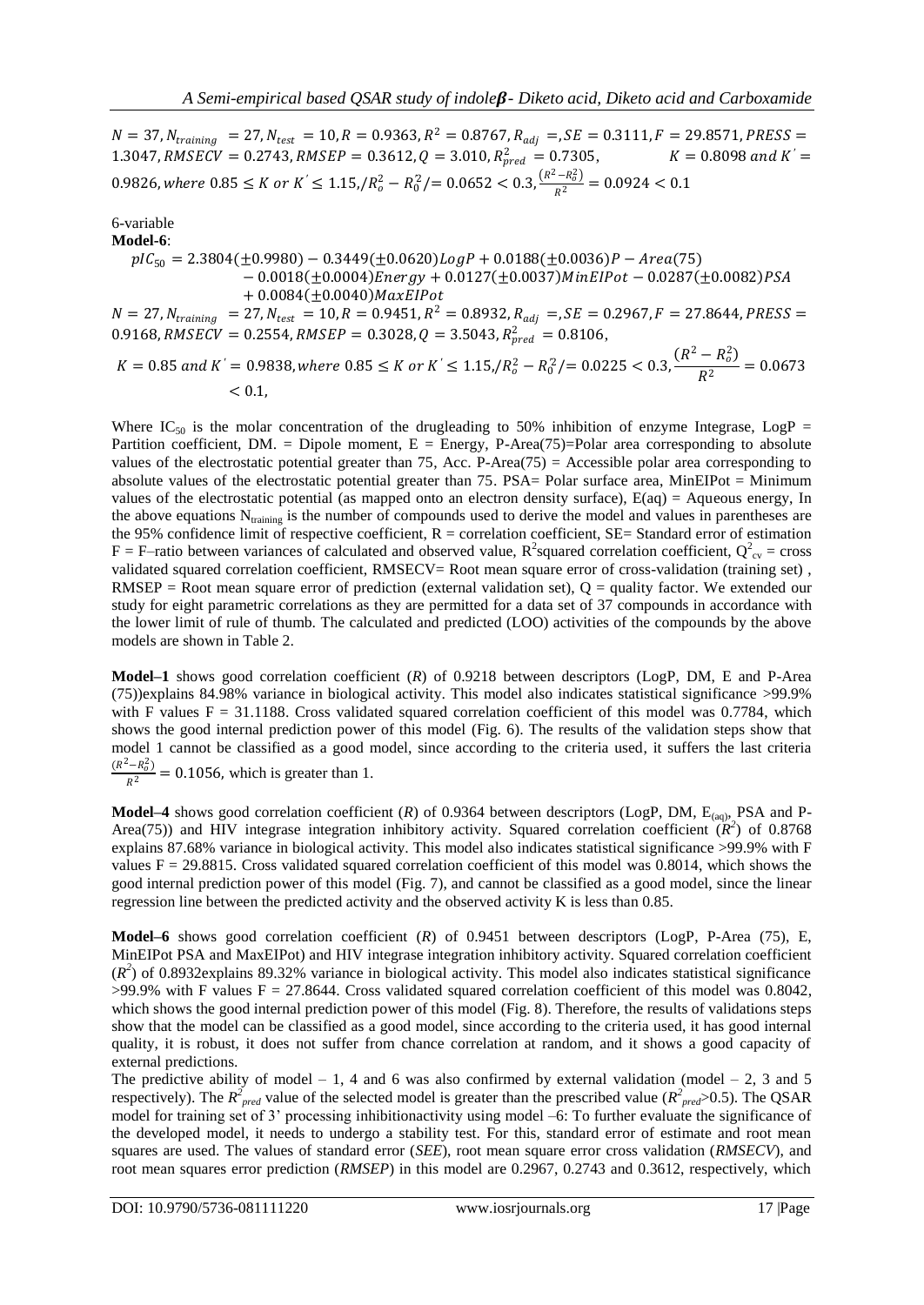$N = 37, N_{training} = 27, N_{test} = 10, R = 0.9363, R^2 = 0.8767, R_{adj} =, SE = 0.3111, F = 29.8571, PRESS = 1.3047, RMSECV = 0.2743, RMSEP = 0.3612, Q = 3.010, R^2_{pred} = 0.7305, \quad K = 0.8098 \; and \; K' = 0.9826, where \; 0.85 \leq K \; or \; K' \leq 1.15, / R_o^2 - R_0^2 / = 0.0652 < 0.3, \frac{(R^2 - R_0^2)}{R^2} = 0.0924 < 0.1$

6-variable

**Model-6**:

$$pIC_{50} = 2.3804(\pm 0.9980) - 0.3449(\pm 0.0620)LogP + 0.0188(\pm 0.0036)P - Area(75) - 0.0018(\pm 0.0004)Energy + 0.0127(\pm 0.0037)MinEIPot - 0.0287(\pm 0.0082)PSA + 0.0084(\pm 0.0040)MaxEIPot$$

$N = 27, N_{training} = 27, N_{test} = 10, R = 0.9451, R^2 = 0.8932, R_{adj} =, SE = 0.2967, F = 27.8644, PRESS = 0.9168, RMSECV = 0.2554, RMSEP = 0.3028, Q = 3.5043, R^2_{pred} = 0.8106,$

$$K = 0.85 \; and \; K' = 0.9838, where \; 0.85 \leq K \; or \; K' \leq 1.15, / R_o^2 - R_0^2 / = 0.0225 < 0.3, \frac{(R^2 - R_o^2)}{R^2} = 0.0673 < 0.1,$$

Where $IC_{50}$ is the molar concentration of the drugleading to 50% inhibition of enzyme Integrase, LogP = Partition coefficient, DM. = Dipole moment, E = Energy, P-Area(75)=Polar area corresponding to absolute values of the electrostatic potential greater than 75, Acc. P-Area(75) = Accessible polar area corresponding to absolute values of the electrostatic potential greater than 75. PSA= Polar surface area, MinEIPot = Minimum values of the electrostatic potential (as mapped onto an electron density surface), E(aq) = Aqueous energy, In the above equations $N_{training}$ is the number of compounds used to derive the model and values in parentheses are the 95% confidence limit of respective coefficient, R = correlation coefficient, SE= Standard error of estimation F = F–ratio between variances of calculated and observed value, $R^2$squared correlation coefficient, $Q^2_{cv}$ = cross validated squared correlation coefficient, RMSECV= Root mean square error of cross-validation (training set) , RMSEP = Root mean square error of prediction (external validation set), Q = quality factor. We extended our study for eight parametric correlations as they are permitted for a data set of 37 compounds in accordance with the lower limit of rule of thumb. The calculated and predicted (LOO) activities of the compounds by the above models are shown in Table 2.

**Model–1** shows good correlation coefficient (*R*) of 0.9218 between descriptors (LogP, DM, E and P-Area (75))explains 84.98% variance in biological activity. This model also indicates statistical significance >99.9% with F values F = 31.1188. Cross validated squared correlation coefficient of this model was 0.7784, which shows the good internal prediction power of this model (Fig. 6). The results of the validation steps show that model 1 cannot be classified as a good model, since according to the criteria used, it suffers the last criteria $\frac{(R^2 - R_0^2)}{R^2} = 0.1056$, which is greater than 1.

**Model–4** shows good correlation coefficient (*R*) of 0.9364 between descriptors (LogP, DM, $E_{(aq)}$, PSA and P-Area(75)) and HIV integrase integration inhibitory activity. Squared correlation coefficient ($R^2$) of 0.8768 explains 87.68% variance in biological activity. This model also indicates statistical significance >99.9% with F values F = 29.8815. Cross validated squared correlation coefficient of this model was 0.8014, which shows the good internal prediction power of this model (Fig. 7), and cannot be classified as a good model, since the linear regression line between the predicted activity and the observed activity K is less than 0.85.

**Model–6** shows good correlation coefficient (*R*) of 0.9451 between descriptors (LogP, P-Area (75), E, MinEIPot PSA and MaxEIPot) and HIV integrase integration inhibitory activity. Squared correlation coefficient ($R^2$) of 0.8932explains 89.32% variance in biological activity. This model also indicates statistical significance >99.9% with F values F = 27.8644. Cross validated squared correlation coefficient of this model was 0.8042, which shows the good internal prediction power of this model (Fig. 8). Therefore, the results of validations steps show that the model can be classified as a good model, since according to the criteria used, it has good internal quality, it is robust, it does not suffer from chance correlation at random, and it shows a good capacity of external predictions.

The predictive ability of model – 1, 4 and 6 was also confirmed by external validation (model – 2, 3 and 5 respectively). The $R^2_{pred}$ value of the selected model is greater than the prescribed value ($R^2_{pred}$>0.5). The QSAR model for training set of 3' processing inhibitionactivity using model –6: To further evaluate the significance of the developed model, it needs to undergo a stability test. For this, standard error of estimate and root mean squares are used. The values of standard error (*SEE*), root mean square error cross validation (*RMSECV*), and root mean squares error prediction (*RMSEP*) in this model are 0.2967, 0.2743 and 0.3612, respectively, which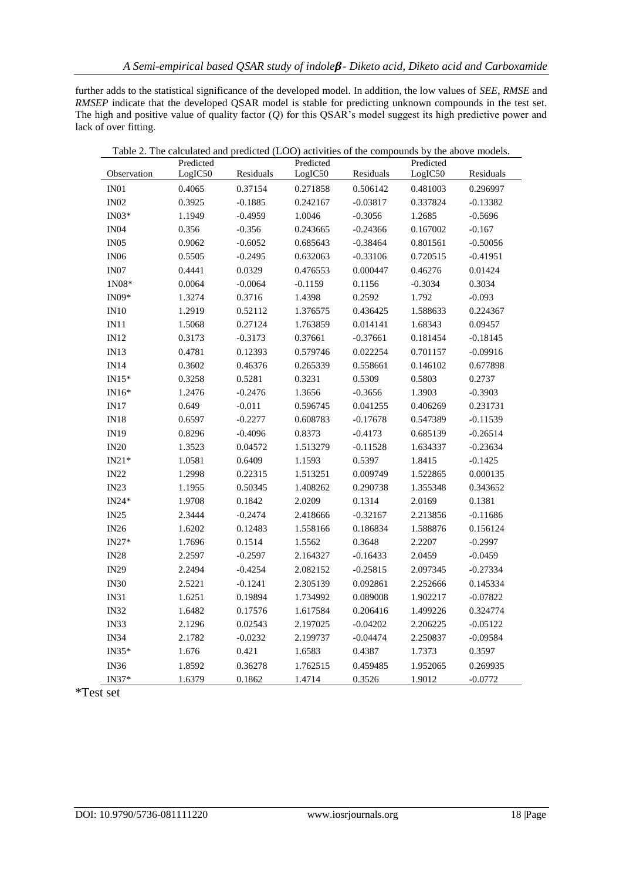further adds to the statistical significance of the developed model. In addition, the low values of *SEE*, *RMSE* and *RMSEP* indicate that the developed QSAR model is stable for predicting unknown compounds in the test set. The high and positive value of quality factor (*Q*) for this QSAR's model suggest its high predictive power and lack of over fitting.

Table 2. The calculated and predicted (LOO) activities of the compounds by the above models.

| Observation | Predicted LogIC50 | Residuals | Predicted LogIC50 | Residuals | Predicted LogIC50 | Residuals |
|---|---|---|---|---|---|---|
| IN01 | 0.4065 | 0.37154 | 0.271858 | 0.506142 | 0.481003 | 0.296997 |
| IN02 | 0.3925 | -0.1885 | 0.242167 | -0.03817 | 0.337824 | -0.13382 |
| IN03* | 1.1949 | -0.4959 | 1.0046 | -0.3056 | 1.2685 | -0.5696 |
| IN04 | 0.356 | -0.356 | 0.243665 | -0.24366 | 0.167002 | -0.167 |
| IN05 | 0.9062 | -0.6052 | 0.685643 | -0.38464 | 0.801561 | -0.50056 |
| IN06 | 0.5505 | -0.2495 | 0.632063 | -0.33106 | 0.720515 | -0.41951 |
| IN07 | 0.4441 | 0.0329 | 0.476553 | 0.000447 | 0.46276 | 0.01424 |
| 1N08* | 0.0064 | -0.0064 | -0.1159 | 0.1156 | -0.3034 | 0.3034 |
| IN09* | 1.3274 | 0.3716 | 1.4398 | 0.2592 | 1.792 | -0.093 |
| IN10 | 1.2919 | 0.52112 | 1.376575 | 0.436425 | 1.588633 | 0.224367 |
| IN11 | 1.5068 | 0.27124 | 1.763859 | 0.014141 | 1.68343 | 0.09457 |
| IN12 | 0.3173 | -0.3173 | 0.37661 | -0.37661 | 0.181454 | -0.18145 |
| IN13 | 0.4781 | 0.12393 | 0.579746 | 0.022254 | 0.701157 | -0.09916 |
| IN14 | 0.3602 | 0.46376 | 0.265339 | 0.558661 | 0.146102 | 0.677898 |
| IN15* | 0.3258 | 0.5281 | 0.3231 | 0.5309 | 0.5803 | 0.2737 |
| IN16* | 1.2476 | -0.2476 | 1.3656 | -0.3656 | 1.3903 | -0.3903 |
| IN17 | 0.649 | -0.011 | 0.596745 | 0.041255 | 0.406269 | 0.231731 |
| IN18 | 0.6597 | -0.2277 | 0.608783 | -0.17678 | 0.547389 | -0.11539 |
| IN19 | 0.8296 | -0.4096 | 0.8373 | -0.4173 | 0.685139 | -0.26514 |
| IN20 | 1.3523 | 0.04572 | 1.513279 | -0.11528 | 1.634337 | -0.23634 |
| IN21* | 1.0581 | 0.6409 | 1.1593 | 0.5397 | 1.8415 | -0.1425 |
| IN22 | 1.2998 | 0.22315 | 1.513251 | 0.009749 | 1.522865 | 0.000135 |
| IN23 | 1.1955 | 0.50345 | 1.408262 | 0.290738 | 1.355348 | 0.343652 |
| IN24* | 1.9708 | 0.1842 | 2.0209 | 0.1314 | 2.0169 | 0.1381 |
| IN25 | 2.3444 | -0.2474 | 2.418666 | -0.32167 | 2.213856 | -0.11686 |
| IN26 | 1.6202 | 0.12483 | 1.558166 | 0.186834 | 1.588876 | 0.156124 |
| IN27* | 1.7696 | 0.1514 | 1.5562 | 0.3648 | 2.2207 | -0.2997 |
| IN28 | 2.2597 | -0.2597 | 2.164327 | -0.16433 | 2.0459 | -0.0459 |
| IN29 | 2.2494 | -0.4254 | 2.082152 | -0.25815 | 2.097345 | -0.27334 |
| IN30 | 2.5221 | -0.1241 | 2.305139 | 0.092861 | 2.252666 | 0.145334 |
| IN31 | 1.6251 | 0.19894 | 1.734992 | 0.089008 | 1.902217 | -0.07822 |
| IN32 | 1.6482 | 0.17576 | 1.617584 | 0.206416 | 1.499226 | 0.324774 |
| IN33 | 2.1296 | 0.02543 | 2.197025 | -0.04202 | 2.206225 | -0.05122 |
| IN34 | 2.1782 | -0.0232 | 2.199737 | -0.04474 | 2.250837 | -0.09584 |
| IN35* | 1.676 | 0.421 | 1.6583 | 0.4387 | 1.7373 | 0.3597 |
| IN36 | 1.8592 | 0.36278 | 1.762515 | 0.459485 | 1.952065 | 0.269935 |
| IN37* | 1.6379 | 0.1862 | 1.4714 | 0.3526 | 1.9012 | -0.0772 |

*Test set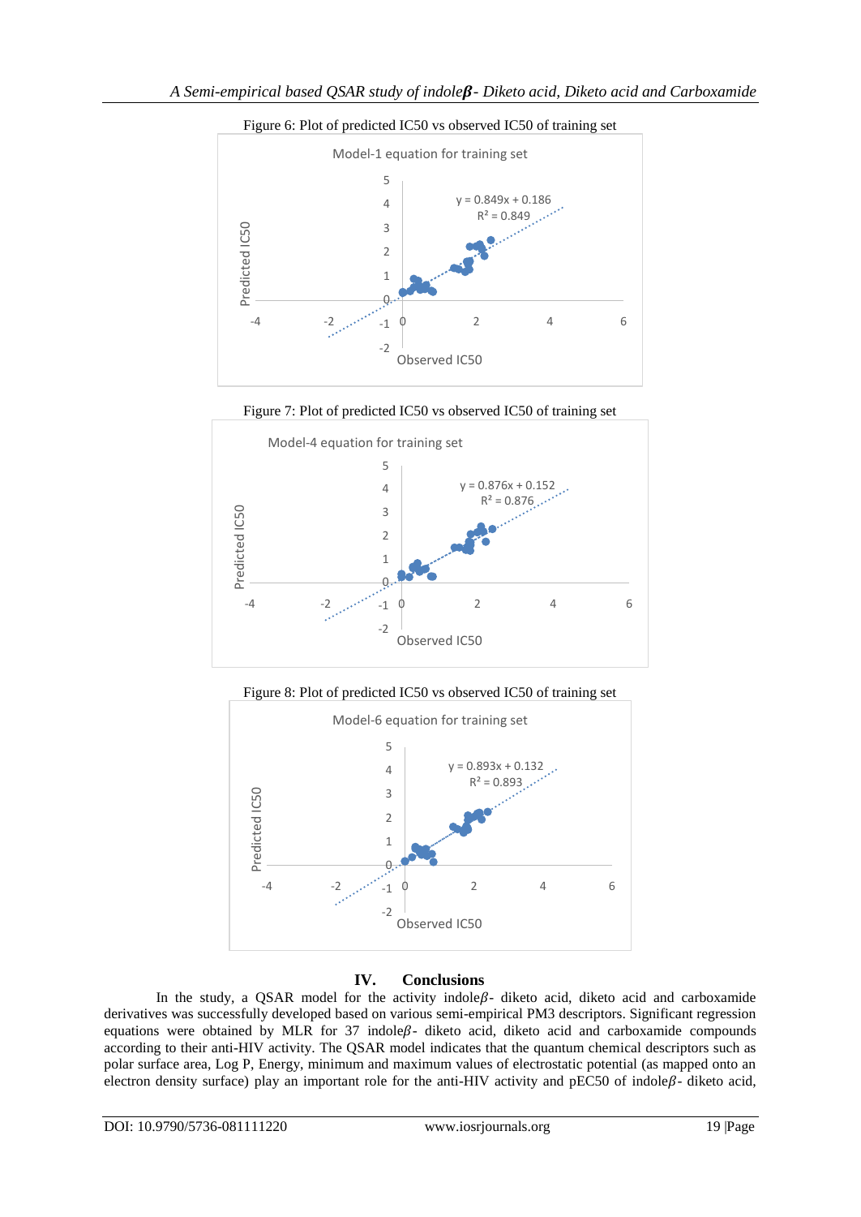Figure 6: Plot of predicted IC50 vs observed IC50 of training set

Model-1 equation for training set

$y = 0.849x + 0.186$
$R^2 = 0.849$

Figure 7: Plot of predicted IC50 vs observed IC50 of training set

Model-4 equation for training set

$y = 0.876x + 0.152$
$R^2 = 0.876$

Figure 8: Plot of predicted IC50 vs observed IC50 of training set

Model-6 equation for training set

$y = 0.893x + 0.132$
$R^2 = 0.893$

## IV. Conclusions

In the study, a QSAR model for the activity indole$\beta$- diketo acid, diketo acid and carboxamide derivatives was successfully developed based on various semi-empirical PM3 descriptors. Significant regression equations were obtained by MLR for 37 indole$\beta$- diketo acid, diketo acid and carboxamide compounds according to their anti-HIV activity. The QSAR model indicates that the quantum chemical descriptors such as polar surface area, Log P, Energy, minimum and maximum values of electrostatic potential (as mapped onto an electron density surface) play an important role for the anti-HIV activity and pEC50 of indole$\beta$- diketo acid,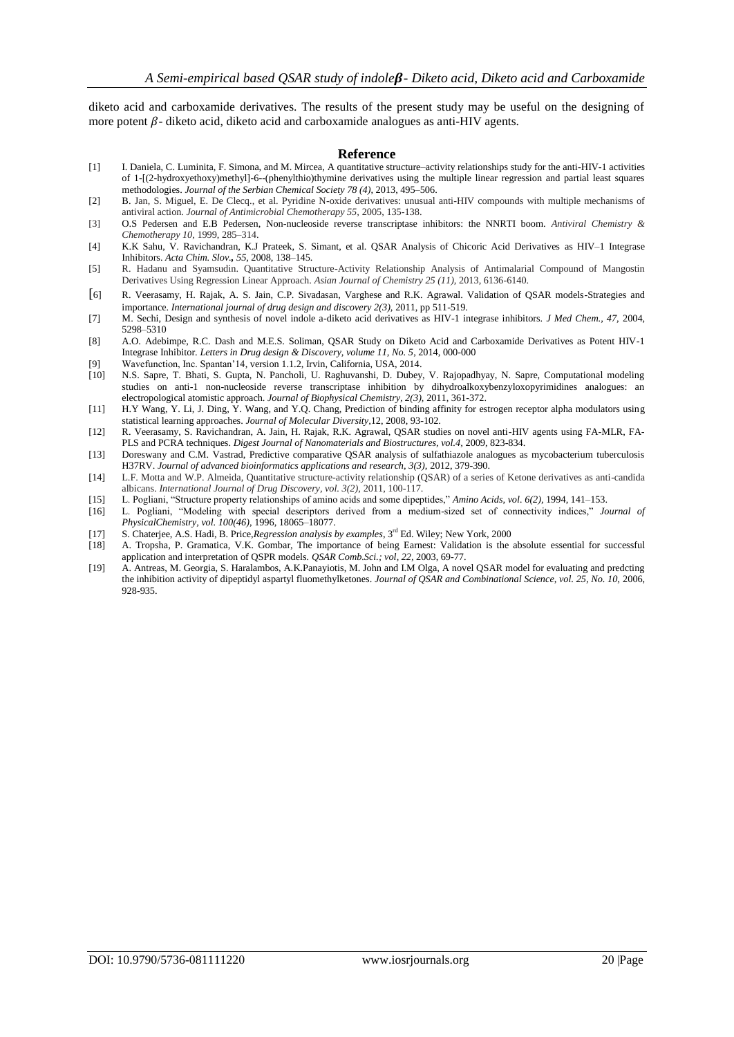diketo acid and carboxamide derivatives. The results of the present study may be useful on the designing of more potent $\beta$- diketo acid, diketo acid and carboxamide analogues as anti-HIV agents.

## Reference

[1] I. Daniela, C. Luminita, F. Simona, and M. Mircea, A quantitative structure–activity relationships study for the anti-HIV-1 activities of 1-[(2-hydroxyethoxy)methyl]-6--(phenylthio)thymine derivatives using the multiple linear regression and partial least squares methodologies. *Journal of the Serbian Chemical Society 78 (4)*, 2013, 495–506.

[2] B. Jan, S. Miguel, E. De Clecq., et al. Pyridine N-oxide derivatives: unusual anti-HIV compounds with multiple mechanisms of antiviral action. *Journal of Antimicrobial Chemotherapy 55*, 2005, 135-138.

[3] O.S Pedersen and E.B Pedersen, Non-nucleoside reverse transcriptase inhibitors: the NNRTI boom. *Antiviral Chemistry & Chemotherapy 10*, 1999, 285–314.

[4] K.K Sahu, V. Ravichandran, K.J Prateek, S. Simant, et al. QSAR Analysis of Chicoric Acid Derivatives as HIV–1 Integrase Inhibitors. *Acta Chim. Slov., 55*, 2008, 138–145.

[5] R. Hadanu and Syamsudin. Quantitative Structure-Activity Relationship Analysis of Antimalarial Compound of Mangostin Derivatives Using Regression Linear Approach. *Asian Journal of Chemistry 25 (11)*, 2013, 6136-6140.

[6] R. Veerasamy, H. Rajak, A. S. Jain, C.P. Sivadasan, Varghese and R.K. Agrawal. Validation of QSAR models-Strategies and importance. *International journal of drug design and discovery 2(3)*, 2011, pp 511-519.

[7] M. Sechi, Design and synthesis of novel indole a-diketo acid derivatives as HIV-1 integrase inhibitors. *J Med Chem., 47*, 2004, 5298–5310

[8] A.O. Adebimpe, R.C. Dash and M.E.S. Soliman, QSAR Study on Diketo Acid and Carboxamide Derivatives as Potent HIV-1 Integrase Inhibitor. *Letters in Drug design & Discovery, volume 11, No. 5*, 2014, 000-000

[9] Wavefunction, Inc. Spantan'14, version 1.1.2, Irvin, California, USA, 2014.

[10] N.S. Sapre, T. Bhati, S. Gupta, N. Pancholi, U. Raghuvanshi, D. Dubey, V. Rajopadhyay, N. Sapre, Computational modeling studies on anti-1 non-nucleoside reverse transcriptase inhibition by dihydroalkoxybenzyloxopyrimidines analogues: an electropological atomistic approach. *Journal of Biophysical Chemistry, 2(3)*, 2011, 361-372.

[11] H.Y Wang, Y. Li, J. Ding, Y. Wang, and Y.Q. Chang, Prediction of binding affinity for estrogen receptor alpha modulators using statistical learning approaches. *Journal of Molecular Diversity*,12, 2008, 93-102.

[12] R. Veerasamy, S. Ravichandran, A. Jain, H. Rajak, R.K. Agrawal, QSAR studies on novel anti-HIV agents using FA-MLR, FA-PLS and PCRA techniques. *Digest Journal of Nanomaterials and Biostructures, vol.4*, 2009, 823-834.

[13] Doreswany and C.M. Vastrad, Predictive comparative QSAR analysis of sulfathiazole analogues as mycobacterium tuberculosis H37RV. *Journal of advanced bioinformatics applications and research, 3(3)*, 2012, 379-390.

[14] L.F. Motta and W.P. Almeida, Quantitative structure-activity relationship (QSAR) of a series of Ketone derivatives as anti-candida albicans. *International Journal of Drug Discovery, vol. 3(2)*, 2011, 100-117.

[15] L. Pogliani, "Structure property relationships of amino acids and some dipeptides," *Amino Acids, vol. 6(2)*, 1994, 141–153.

[16] L. Pogliani, "Modeling with special descriptors derived from a medium-sized set of connectivity indices," *Journal of PhysicalChemistry, vol. 100(46)*, 1996, 18065–18077.

[17] S. Chaterjee, A.S. Hadi, B. Price,*Regression analysis by examples*, 3rd Ed. Wiley; New York, 2000

[18] A. Tropsha, P. Gramatica, V.K. Gombar, The importance of being Earnest: Validation is the absolute essential for successful application and interpretation of QSPR models. *QSAR Comb.Sci.; vol, 22*, 2003, 69-77.

[19] A. Antreas, M. Georgia, S. Haralambos, A.K.Panayiotis, M. John and I.M Olga, A novel QSAR model for evaluating and predcting the inhibition activity of dipeptidyl aspartyl fluomethylketones. *Journal of QSAR and Combinational Science, vol. 25, No. 10*, 2006, 928-935.